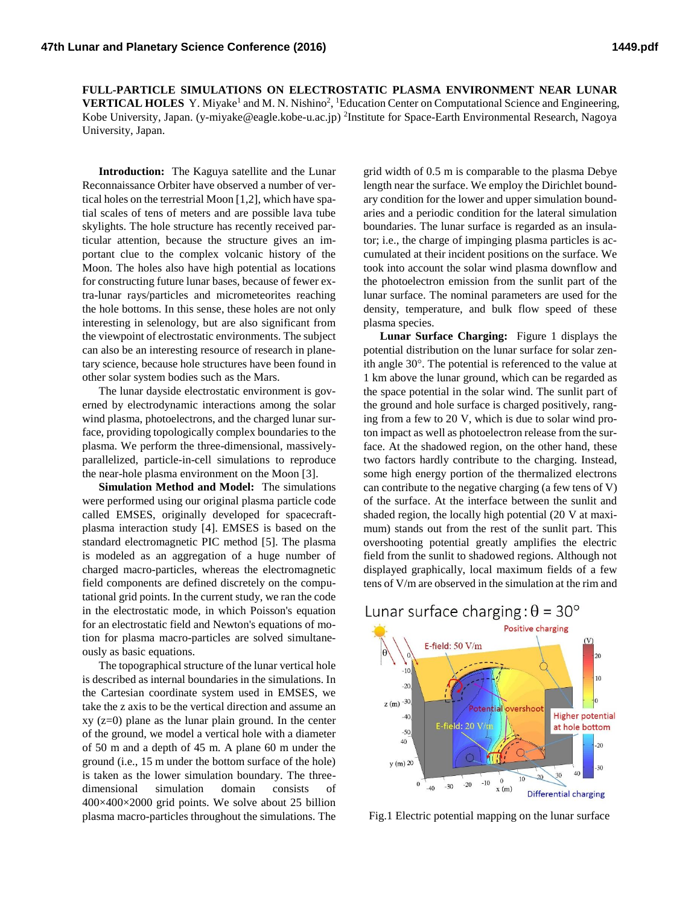**FULL-PARTICLE SIMULATIONS ON ELECTROSTATIC PLASMA ENVIRONMENT NEAR LUNAR VERTICAL HOLES** Y. Miyake[1] and M. N. Nishino[2], [1]Education Center on Computational Science and Engineering, Kobe University, Japan. (y-miyake@eagle.kobe-u.ac.jp) [2]Institute for Space-Earth Environmental Research, Nagoya University, Japan.

**Introduction:** The Kaguya satellite and the Lunar Reconnaissance Orbiter have observed a number of vertical holes on the terrestrial Moon [1,2], which have spatial scales of tens of meters and are possible lava tube skylights. The hole structure has recently received particular attention, because the structure gives an important clue to the complex volcanic history of the Moon. The holes also have high potential as locations for constructing future lunar bases, because of fewer extra-lunar rays/particles and micrometeorites reaching the hole bottoms. In this sense, these holes are not only interesting in selenology, but are also significant from the viewpoint of electrostatic environments. The subject can also be an interesting resource of research in planetary science, because hole structures have been found in other solar system bodies such as the Mars.

The lunar dayside electrostatic environment is governed by electrodynamic interactions among the solar wind plasma, photoelectrons, and the charged lunar surface, providing topologically complex boundaries to the plasma. We perform the three-dimensional, massively-parallelized, particle-in-cell simulations to reproduce the near-hole plasma environment on the Moon [3].

**Simulation Method and Model:** The simulations were performed using our original plasma particle code called EMSES, originally developed for spacecraft-plasma interaction study [4]. EMSES is based on the standard electromagnetic PIC method [5]. The plasma is modeled as an aggregation of a huge number of charged macro-particles, whereas the electromagnetic field components are defined discretely on the computational grid points. In the current study, we ran the code in the electrostatic mode, in which Poisson's equation for an electrostatic field and Newton's equations of motion for plasma macro-particles are solved simultaneously as basic equations.

The topographical structure of the lunar vertical hole is described as internal boundaries in the simulations. In the Cartesian coordinate system used in EMSES, we take the z axis to be the vertical direction and assume an xy (z=0) plane as the lunar plain ground. In the center of the ground, we model a vertical hole with a diameter of 50 m and a depth of 45 m. A plane 60 m under the ground (i.e., 15 m under the bottom surface of the hole) is taken as the lower simulation boundary. The three-dimensional simulation domain consists of 400×400×2000 grid points. We solve about 25 billion plasma macro-particles throughout the simulations. The grid width of 0.5 m is comparable to the plasma Debye length near the surface. We employ the Dirichlet boundary condition for the lower and upper simulation boundaries and a periodic condition for the lateral simulation boundaries. The lunar surface is regarded as an insulator; i.e., the charge of impinging plasma particles is accumulated at their incident positions on the surface. We took into account the solar wind plasma downflow and the photoelectron emission from the sunlit part of the lunar surface. The nominal parameters are used for the density, temperature, and bulk flow speed of these plasma species.

**Lunar Surface Charging:** Figure 1 displays the potential distribution on the lunar surface for solar zenith angle 30°. The potential is referenced to the value at 1 km above the lunar ground, which can be regarded as the space potential in the solar wind. The sunlit part of the ground and hole surface is charged positively, ranging from a few to 20 V, which is due to solar wind proton impact as well as photoelectron release from the surface. At the shadowed region, on the other hand, these two factors hardly contribute to the charging. Instead, some high energy portion of the thermalized electrons can contribute to the negative charging (a few tens of V) of the surface. At the interface between the sunlit and shaded region, the locally high potential (20 V at maximum) stands out from the rest of the sunlit part. This overshooting potential greatly amplifies the electric field from the sunlit to shadowed regions. Although not displayed graphically, local maximum fields of a few tens of V/m are observed in the simulation at the rim and

Fig.1 Electric potential mapping on the lunar surface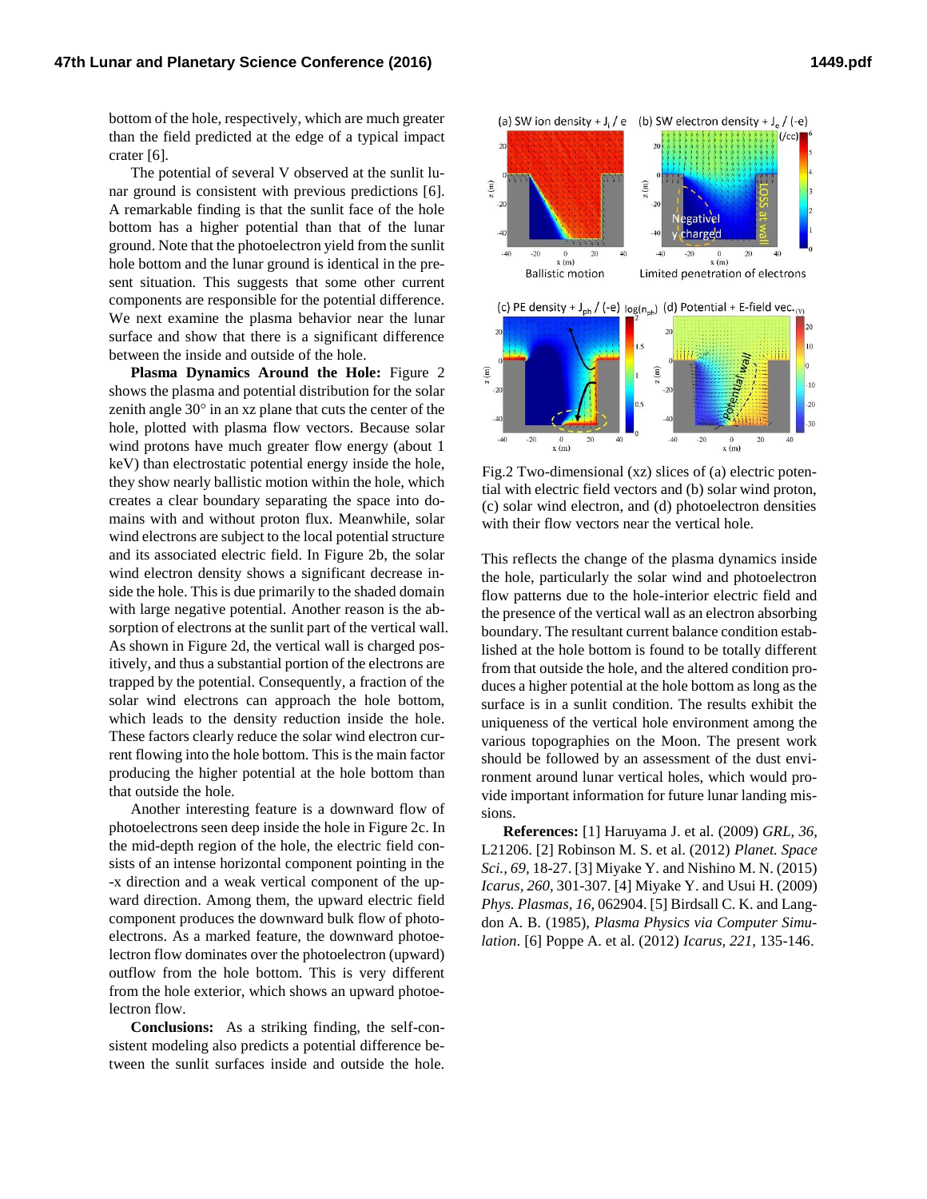bottom of the hole, respectively, which are much greater than the field predicted at the edge of a typical impact crater [6].

The potential of several V observed at the sunlit lunar ground is consistent with previous predictions [6]. A remarkable finding is that the sunlit face of the hole bottom has a higher potential than that of the lunar ground. Note that the photoelectron yield from the sunlit hole bottom and the lunar ground is identical in the present situation. This suggests that some other current components are responsible for the potential difference. We next examine the plasma behavior near the lunar surface and show that there is a significant difference between the inside and outside of the hole.

**Plasma Dynamics Around the Hole:** Figure 2 shows the plasma and potential distribution for the solar zenith angle 30° in an xz plane that cuts the center of the hole, plotted with plasma flow vectors. Because solar wind protons have much greater flow energy (about 1 keV) than electrostatic potential energy inside the hole, they show nearly ballistic motion within the hole, which creates a clear boundary separating the space into domains with and without proton flux. Meanwhile, solar wind electrons are subject to the local potential structure and its associated electric field. In Figure 2b, the solar wind electron density shows a significant decrease inside the hole. This is due primarily to the shaded domain with large negative potential. Another reason is the absorption of electrons at the sunlit part of the vertical wall. As shown in Figure 2d, the vertical wall is charged positively, and thus a substantial portion of the electrons are trapped by the potential. Consequently, a fraction of the solar wind electrons can approach the hole bottom, which leads to the density reduction inside the hole. These factors clearly reduce the solar wind electron current flowing into the hole bottom. This is the main factor producing the higher potential at the hole bottom than that outside the hole.

Another interesting feature is a downward flow of photoelectrons seen deep inside the hole in Figure 2c. In the mid-depth region of the hole, the electric field consists of an intense horizontal component pointing in the -x direction and a weak vertical component of the upward direction. Among them, the upward electric field component produces the downward bulk flow of photoelectrons. As a marked feature, the downward photoelectron flow dominates over the photoelectron (upward) outflow from the hole bottom. This is very different from the hole exterior, which shows an upward photoelectron flow.

**Conclusions:** As a striking finding, the self-consistent modeling also predicts a potential difference between the sunlit surfaces inside and outside the hole.

(a) SW ion density + $J_i$ / e
(b) SW electron density + $J_e$ / (-e)
(/cc)
Ballistic motion
Negatively charged
LOSS at wall
Limited penetration of electrons
(c) PE density + $J_{ph}$ / (-e) $\log(n_{ph})$
(d) Potential + E-field vec. (V)
Potential wall

Fig.2 Two-dimensional (xz) slices of (a) electric potential with electric field vectors and (b) solar wind proton, (c) solar wind electron, and (d) photoelectron densities with their flow vectors near the vertical hole.

This reflects the change of the plasma dynamics inside the hole, particularly the solar wind and photoelectron flow patterns due to the hole-interior electric field and the presence of the vertical wall as an electron absorbing boundary. The resultant current balance condition established at the hole bottom is found to be totally different from that outside the hole, and the altered condition produces a higher potential at the hole bottom as long as the surface is in a sunlit condition. The results exhibit the uniqueness of the vertical hole environment among the various topographies on the Moon. The present work should be followed by an assessment of the dust environment around lunar vertical holes, which would provide important information for future lunar landing missions.

**References:** [1] Haruyama J. et al. (2009) *GRL, 36,* L21206. [2] Robinson M. S. et al. (2012) *Planet. Space Sci., 69,* 18-27. [3] Miyake Y. and Nishino M. N. (2015) *Icarus, 260,* 301-307. [4] Miyake Y. and Usui H. (2009) *Phys. Plasmas, 16,* 062904. [5] Birdsall C. K. and Langdon A. B. (1985), *Plasma Physics via Computer Simulation*. [6] Poppe A. et al. (2012) *Icarus, 221,* 135-146.